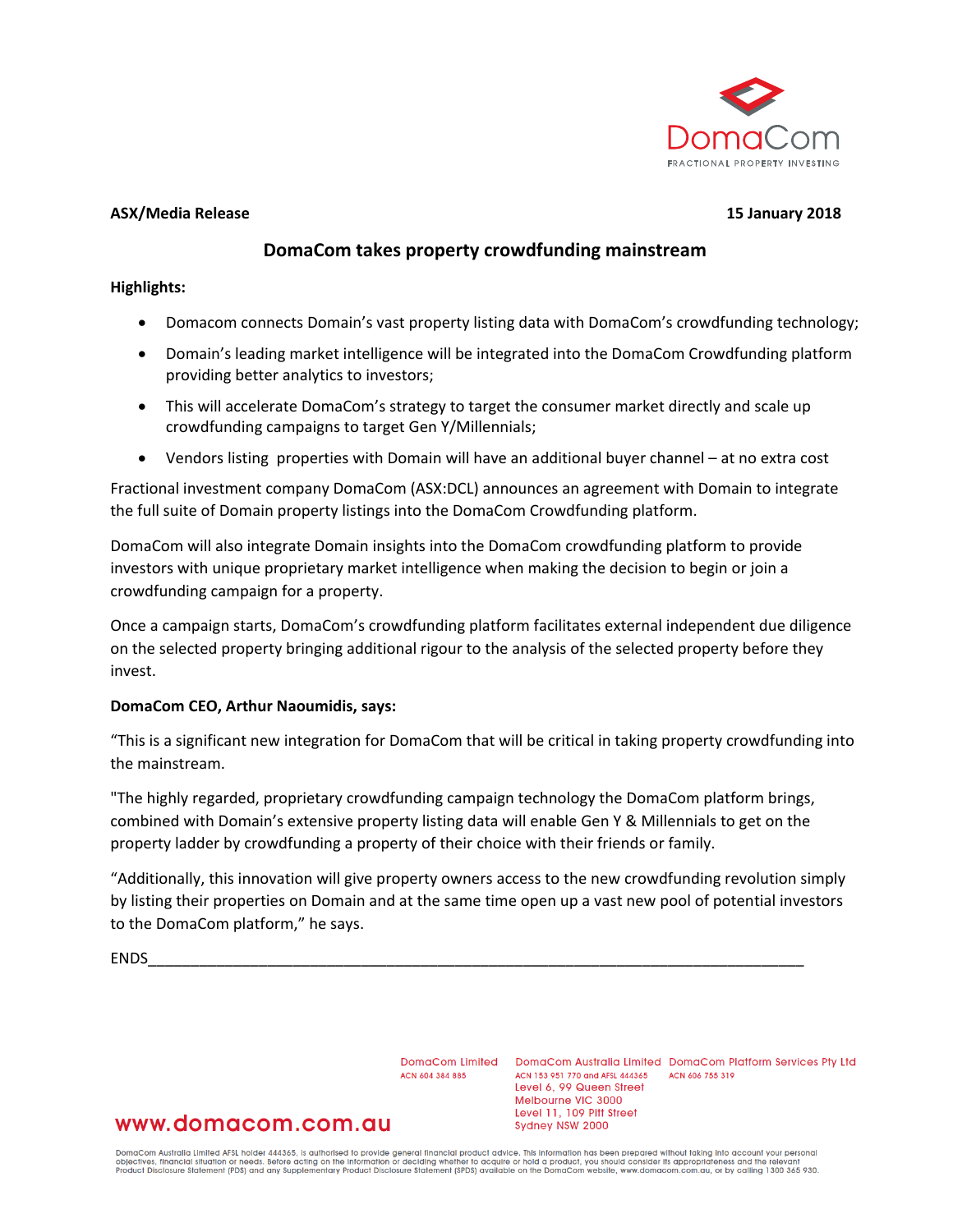DomaCom
FRACTIONAL PROPERTY INVESTING

**ASX/Media Release** **15 January 2018**

# DomaCom takes property crowdfunding mainstream

**Highlights:**

- Domacom connects Domain's vast property listing data with DomaCom's crowdfunding technology;
- Domain's leading market intelligence will be integrated into the DomaCom Crowdfunding platform providing better analytics to investors;
- This will accelerate DomaCom's strategy to target the consumer market directly and scale up crowdfunding campaigns to target Gen Y/Millennials;
- Vendors listing properties with Domain will have an additional buyer channel – at no extra cost

Fractional investment company DomaCom (ASX:DCL) announces an agreement with Domain to integrate the full suite of Domain property listings into the DomaCom Crowdfunding platform.

DomaCom will also integrate Domain insights into the DomaCom crowdfunding platform to provide investors with unique proprietary market intelligence when making the decision to begin or join a crowdfunding campaign for a property.

Once a campaign starts, DomaCom's crowdfunding platform facilitates external independent due diligence on the selected property bringing additional rigour to the analysis of the selected property before they invest.

**DomaCom CEO, Arthur Naoumidis, says:**

"This is a significant new integration for DomaCom that will be critical in taking property crowdfunding into the mainstream.

"The highly regarded, proprietary crowdfunding campaign technology the DomaCom platform brings, combined with Domain's extensive property listing data will enable Gen Y & Millennials to get on the property ladder by crowdfunding a property of their choice with their friends or family.

"Additionally, this innovation will give property owners access to the new crowdfunding revolution simply by listing their properties on Domain and at the same time open up a vast new pool of potential investors to the DomaCom platform," he says.

ENDS

---

www.domacom.com.au

DomaCom Limited
ACN 604 384 885

DomaCom Australia Limited
ACN 153 951 770 and AFSL 444365
Level 6, 99 Queen Street
Melbourne VIC 3000
Level 11, 109 Pitt Street
Sydney NSW 2000

DomaCom Platform Services Pty Ltd
ACN 606 755 319

DomaCom Australia Limited AFSL holder 444365, is authorised to provide general financial product advice. This information has been prepared without taking into account your personal objectives, financial situation or needs. Before acting on the information or deciding whether to acquire or hold a product, you should consider its appropriateness and the relevant Product Disclosure Statement (PDS) and any Supplementary Product Disclosure Statement (SPDS) available on the DomaCom website, www.domacom.com.au, or by calling 1300 365 930.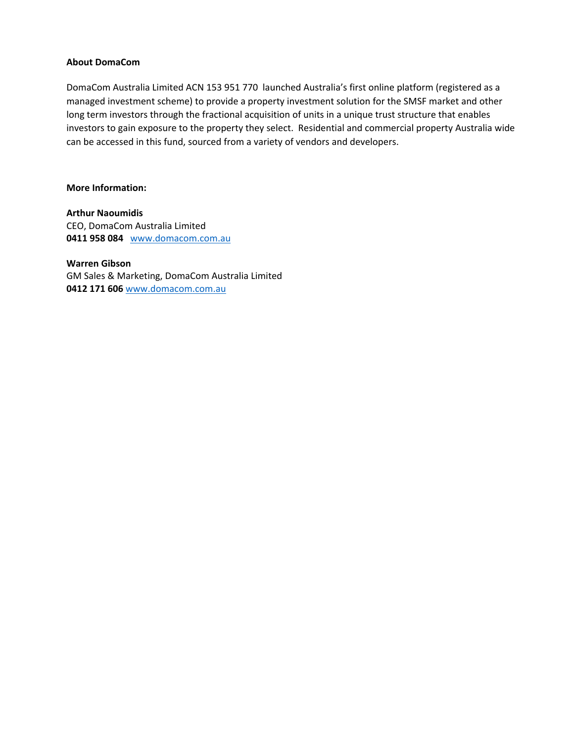**About DomaCom**

DomaCom Australia Limited ACN 153 951 770 launched Australia's first online platform (registered as a managed investment scheme) to provide a property investment solution for the SMSF market and other long term investors through the fractional acquisition of units in a unique trust structure that enables investors to gain exposure to the property they select. Residential and commercial property Australia wide can be accessed in this fund, sourced from a variety of vendors and developers.

**More Information:**

**Arthur Naoumidis**  
CEO, DomaCom Australia Limited  
**0411 958 084** www.domacom.com.au

**Warren Gibson**  
GM Sales & Marketing, DomaCom Australia Limited  
**0412 171 606** www.domacom.com.au